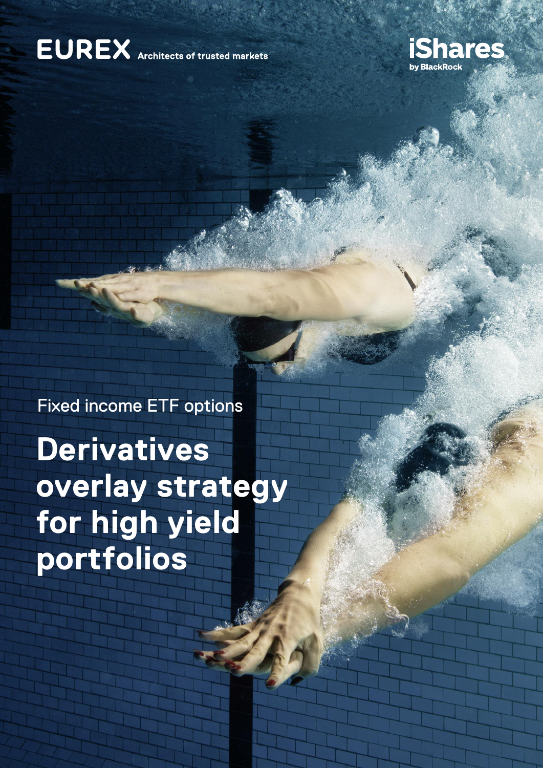EUREX Architects of trusted markets

iShares by BlackRock

Fixed income ETF options

# Derivatives overlay strategy for high yield portfolios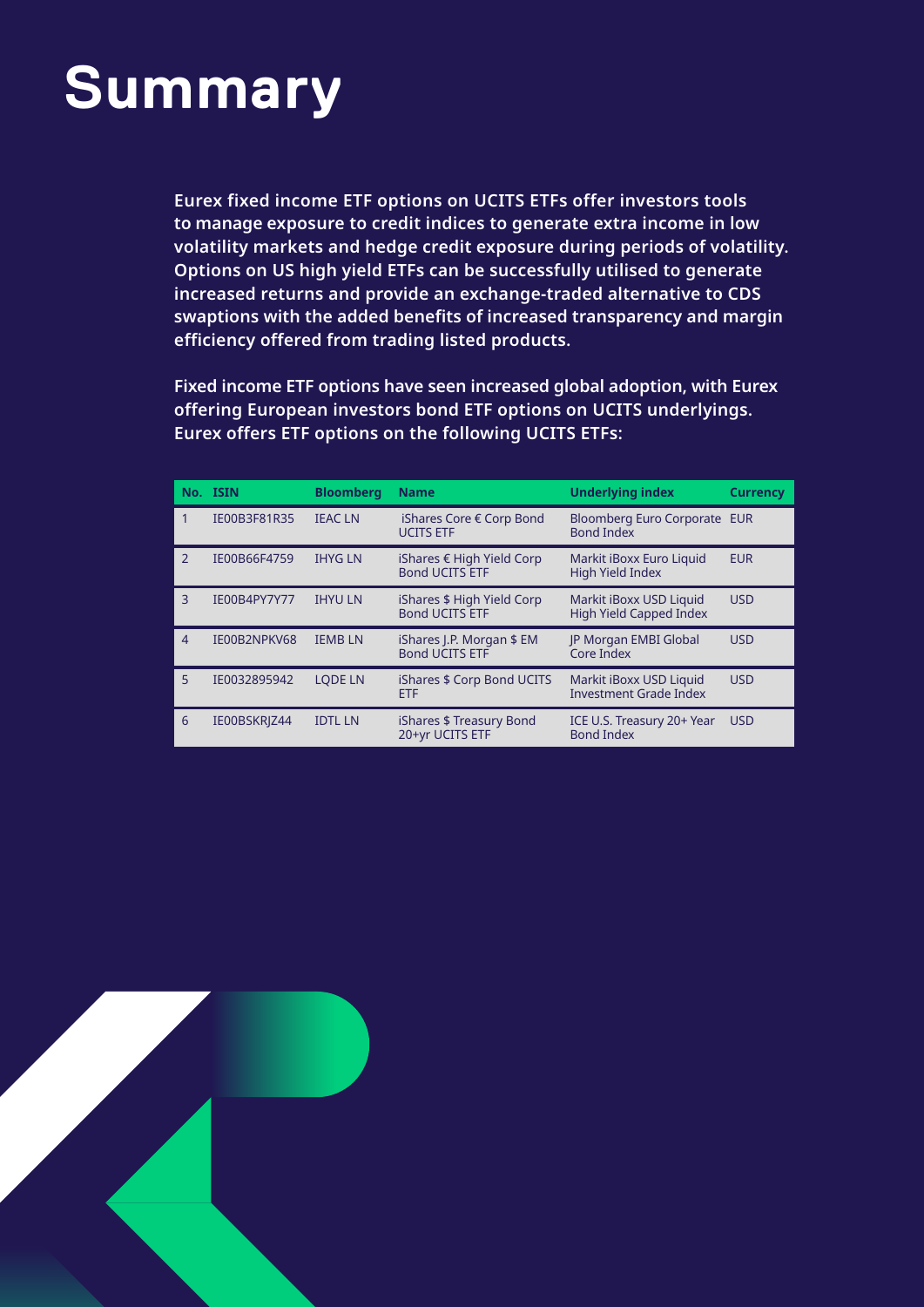# Summary

**Eurex fixed income ETF options on UCITS ETFs offer investors tools to manage exposure to credit indices to generate extra income in low volatility markets and hedge credit exposure during periods of volatility. Options on US high yield ETFs can be successfully utilised to generate increased returns and provide an exchange-traded alternative to CDS swaptions with the added benefits of increased transparency and margin efficiency offered from trading listed products.**

**Fixed income ETF options have seen increased global adoption, with Eurex offering European investors bond ETF options on UCITS underlyings. Eurex offers ETF options on the following UCITS ETFs:**

| No. | ISIN | Bloomberg | Name | Underlying index | Currency |
|---|---|---|---|---|---|
| 1 | IE00B3F81R35 | IEAC LN | iShares Core € Corp Bond UCITS ETF | Bloomberg Euro Corporate Bond Index | EUR |
| 2 | IE00B66F4759 | IHYG LN | iShares € High Yield Corp Bond UCITS ETF | Markit iBoxx Euro Liquid High Yield Index | EUR |
| 3 | IE00B4PY7Y77 | IHYU LN | iShares $ High Yield Corp Bond UCITS ETF | Markit iBoxx USD Liquid High Yield Capped Index | USD |
| 4 | IE00B2NPKV68 | IEMB LN | iShares J.P. Morgan $ EM Bond UCITS ETF | JP Morgan EMBI Global Core Index | USD |
| 5 | IE0032895942 | LQDE LN | iShares $ Corp Bond UCITS ETF | Markit iBoxx USD Liquid Investment Grade Index | USD |
| 6 | IE00BSKRJZ44 | IDTL LN | iShares $ Treasury Bond 20+yr UCITS ETF | ICE U.S. Treasury 20+ Year Bond Index | USD |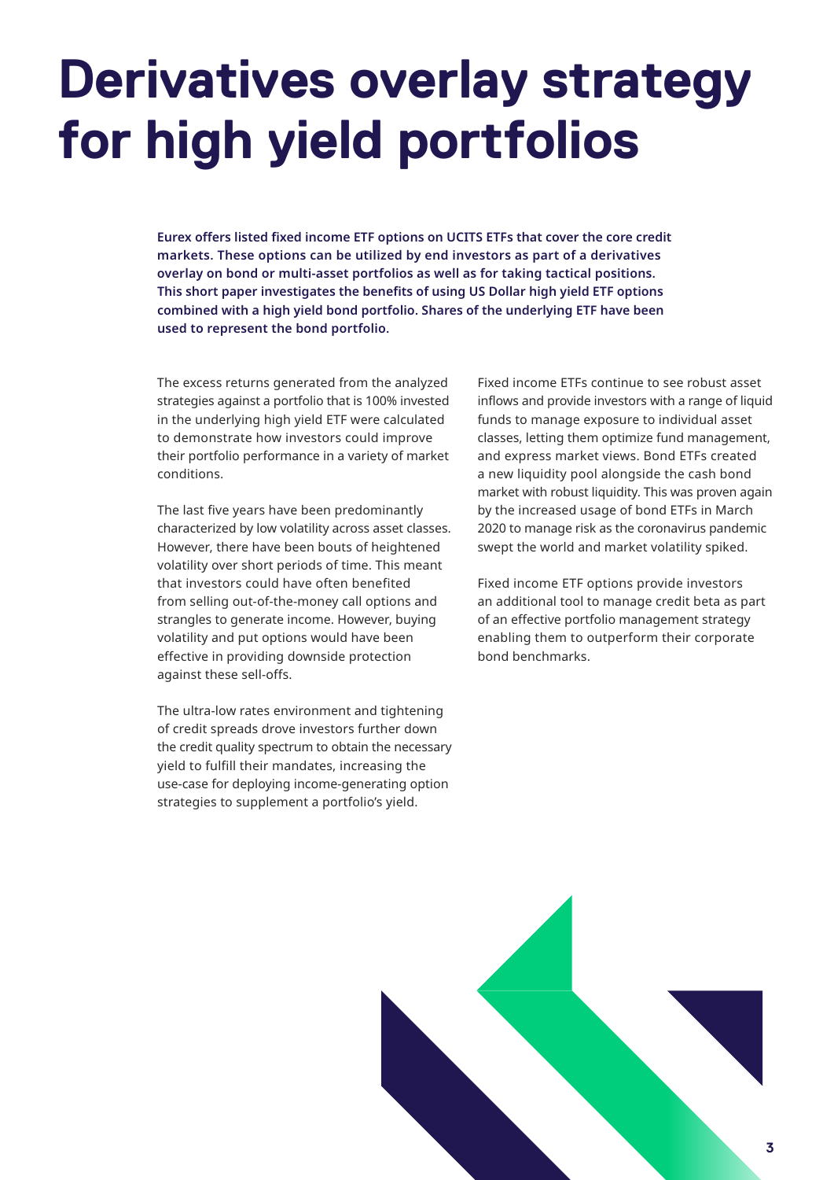# Derivatives overlay strategy for high yield portfolios

**Eurex offers listed fixed income ETF options on UCITS ETFs that cover the core credit markets. These options can be utilized by end investors as part of a derivatives overlay on bond or multi-asset portfolios as well as for taking tactical positions. This short paper investigates the benefits of using US Dollar high yield ETF options combined with a high yield bond portfolio. Shares of the underlying ETF have been used to represent the bond portfolio.**

The excess returns generated from the analyzed strategies against a portfolio that is 100% invested in the underlying high yield ETF were calculated to demonstrate how investors could improve their portfolio performance in a variety of market conditions.

The last five years have been predominantly characterized by low volatility across asset classes. However, there have been bouts of heightened volatility over short periods of time. This meant that investors could have often benefited from selling out-of-the-money call options and strangles to generate income. However, buying volatility and put options would have been effective in providing downside protection against these sell-offs.

The ultra-low rates environment and tightening of credit spreads drove investors further down the credit quality spectrum to obtain the necessary yield to fulfill their mandates, increasing the use-case for deploying income-generating option strategies to supplement a portfolio's yield.

Fixed income ETFs continue to see robust asset inflows and provide investors with a range of liquid funds to manage exposure to individual asset classes, letting them optimize fund management, and express market views. Bond ETFs created a new liquidity pool alongside the cash bond market with robust liquidity. This was proven again by the increased usage of bond ETFs in March 2020 to manage risk as the coronavirus pandemic swept the world and market volatility spiked.

Fixed income ETF options provide investors an additional tool to manage credit beta as part of an effective portfolio management strategy enabling them to outperform their corporate bond benchmarks.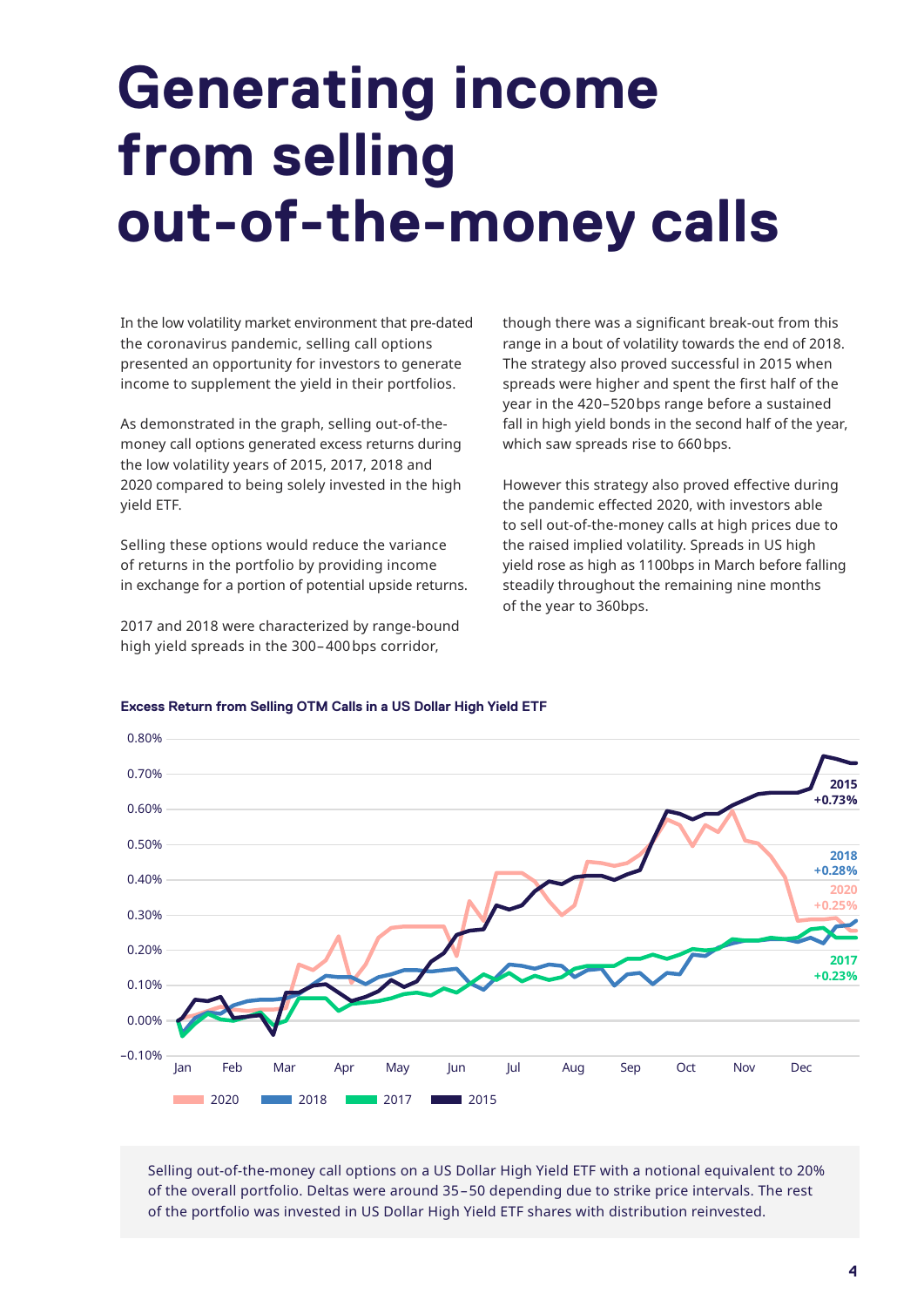# Generating income from selling out-of-the-money calls

In the low volatility market environment that pre-dated the coronavirus pandemic, selling call options presented an opportunity for investors to generate income to supplement the yield in their portfolios.

As demonstrated in the graph, selling out-of-the-money call options generated excess returns during the low volatility years of 2015, 2017, 2018 and 2020 compared to being solely invested in the high yield ETF.

Selling these options would reduce the variance of returns in the portfolio by providing income in exchange for a portion of potential upside returns.

2017 and 2018 were characterized by range-bound high yield spreads in the 300–400 bps corridor, though there was a significant break-out from this range in a bout of volatility towards the end of 2018. The strategy also proved successful in 2015 when spreads were higher and spent the first half of the year in the 420–520 bps range before a sustained fall in high yield bonds in the second half of the year, which saw spreads rise to 660 bps.

However this strategy also proved effective during the pandemic effected 2020, with investors able to sell out-of-the-money calls at high prices due to the raised implied volatility. Spreads in US high yield rose as high as 1100bps in March before falling steadily throughout the remaining nine months of the year to 360bps.

**Excess Return from Selling OTM Calls in a US Dollar High Yield ETF**

2015 +0.73%
2018 +0.28%
2020 +0.25%
2017 +0.23%

Selling out-of-the-money call options on a US Dollar High Yield ETF with a notional equivalent to 20% of the overall portfolio. Deltas were around 35–50 depending due to strike price intervals. The rest of the portfolio was invested in US Dollar High Yield ETF shares with distribution reinvested.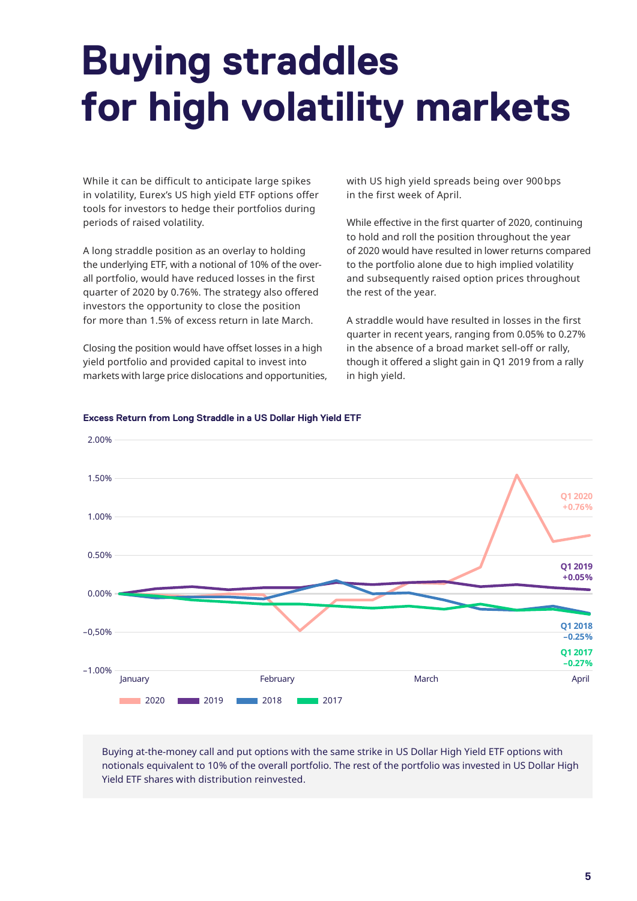# Buying straddles for high volatility markets

While it can be difficult to anticipate large spikes in volatility, Eurex's US high yield ETF options offer tools for investors to hedge their portfolios during periods of raised volatility.

A long straddle position as an overlay to holding the underlying ETF, with a notional of 10% of the overall portfolio, would have reduced losses in the first quarter of 2020 by 0.76%. The strategy also offered investors the opportunity to close the position for more than 1.5% of excess return in late March.

Closing the position would have offset losses in a high yield portfolio and provided capital to invest into markets with large price dislocations and opportunities, with US high yield spreads being over 900 bps in the first week of April.

While effective in the first quarter of 2020, continuing to hold and roll the position throughout the year of 2020 would have resulted in lower returns compared to the portfolio alone due to high implied volatility and subsequently raised option prices throughout the rest of the year.

A straddle would have resulted in losses in the first quarter in recent years, ranging from 0.05% to 0.27% in the absence of a broad market sell-off or rally, though it offered a slight gain in Q1 2019 from a rally in high yield.

**Excess Return from Long Straddle in a US Dollar High Yield ETF**

Q1 2020 +0.76%
Q1 2019 +0.05%
Q1 2018 −0.25%
Q1 2017 −0.27%

Buying at-the-money call and put options with the same strike in US Dollar High Yield ETF options with notionals equivalent to 10% of the overall portfolio. The rest of the portfolio was invested in US Dollar High Yield ETF shares with distribution reinvested.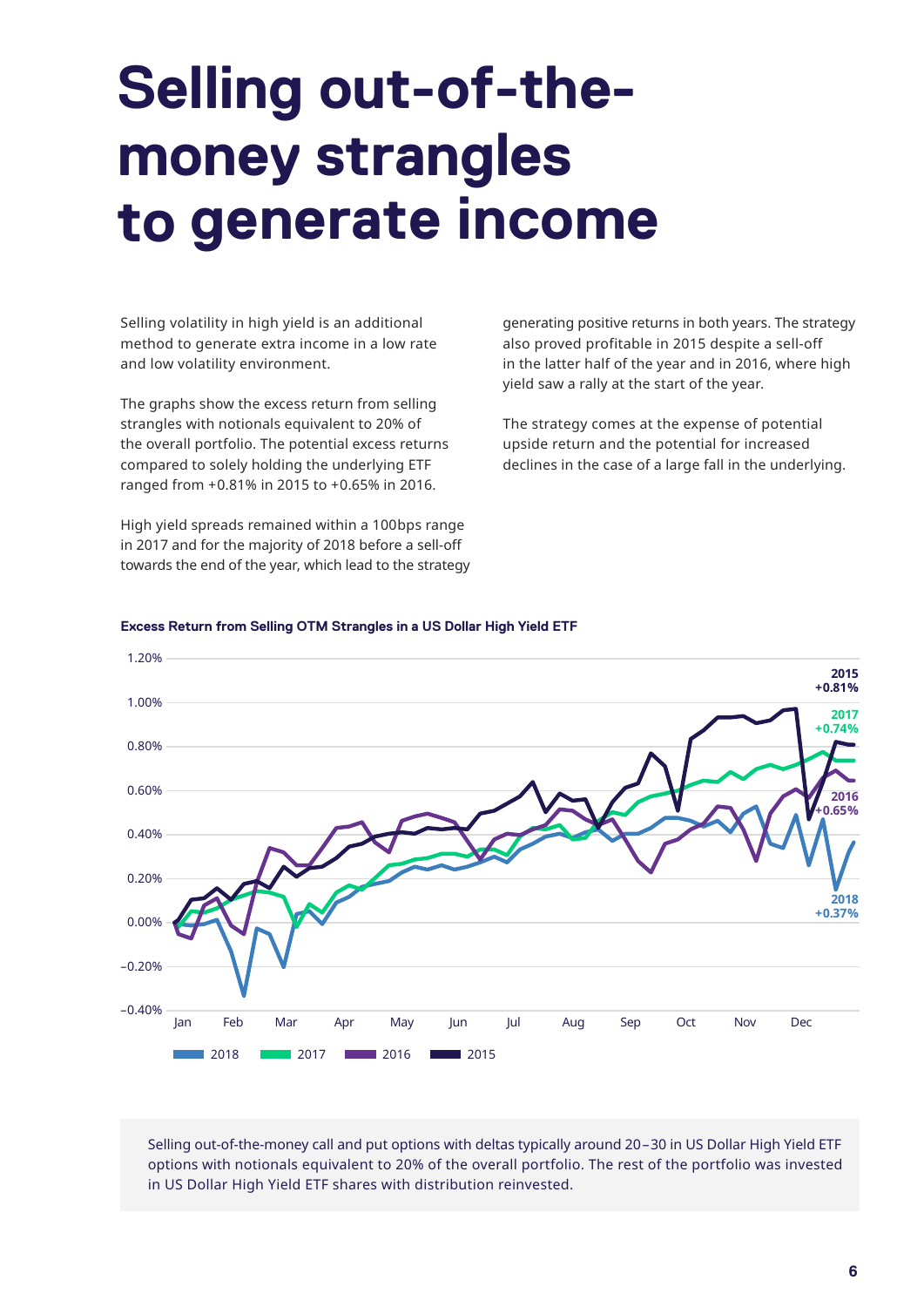# Selling out-of-the-money strangles to generate income

Selling volatility in high yield is an additional method to generate extra income in a low rate and low volatility environment.

The graphs show the excess return from selling strangles with notionals equivalent to 20% of the overall portfolio. The potential excess returns compared to solely holding the underlying ETF ranged from +0.81% in 2015 to +0.65% in 2016.

High yield spreads remained within a 100bps range in 2017 and for the majority of 2018 before a sell-off towards the end of the year, which lead to the strategy generating positive returns in both years. The strategy also proved profitable in 2015 despite a sell-off in the latter half of the year and in 2016, where high yield saw a rally at the start of the year.

The strategy comes at the expense of potential upside return and the potential for increased declines in the case of a large fall in the underlying.

**Excess Return from Selling OTM Strangles in a US Dollar High Yield ETF**

Chart end values: 2015 +0.81%; 2017 +0.74%; 2016 +0.65%; 2018 +0.37%

Selling out-of-the-money call and put options with deltas typically around 20–30 in US Dollar High Yield ETF options with notionals equivalent to 20% of the overall portfolio. The rest of the portfolio was invested in US Dollar High Yield ETF shares with distribution reinvested.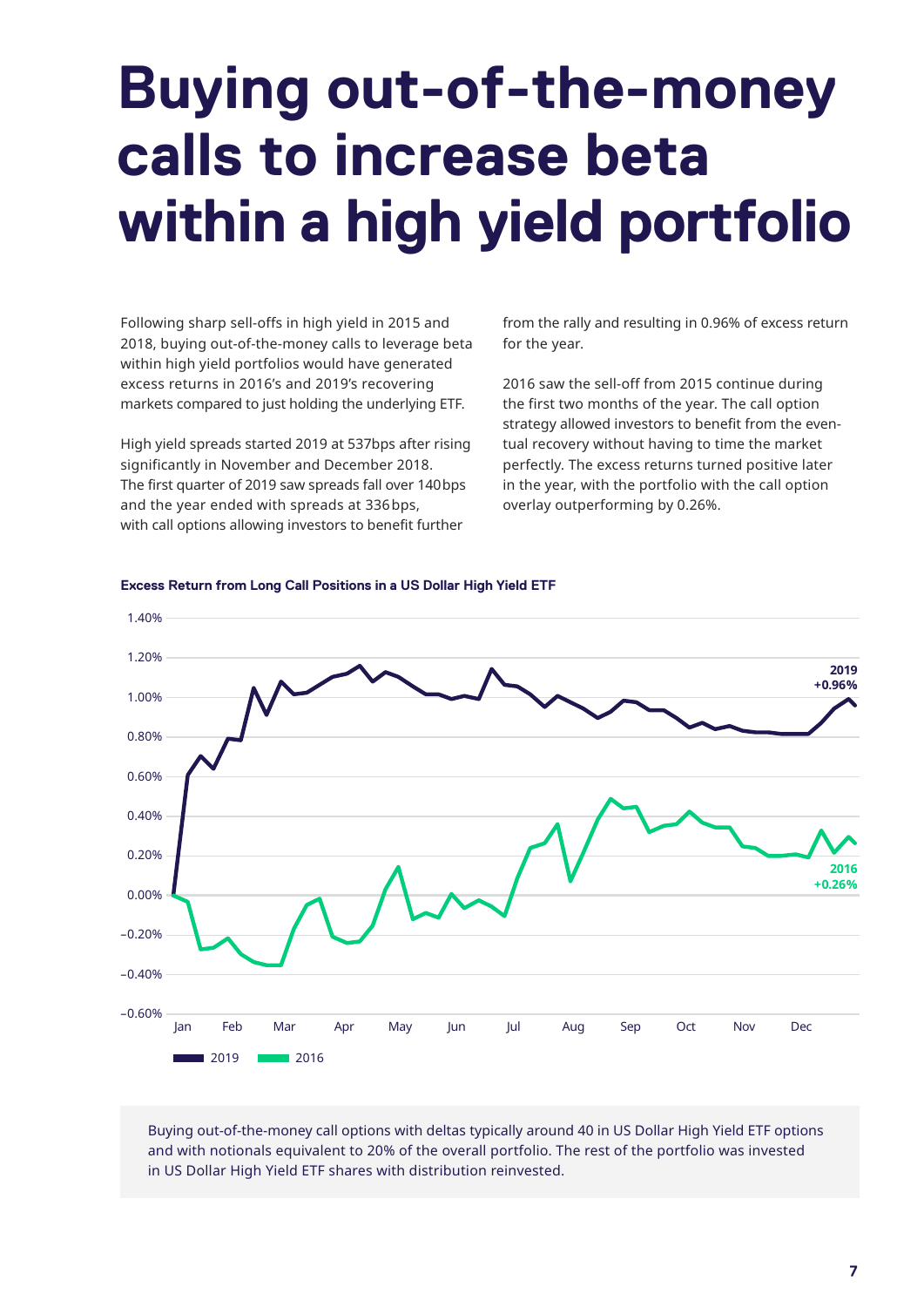# Buying out-of-the-money calls to increase beta within a high yield portfolio

Following sharp sell-offs in high yield in 2015 and 2018, buying out-of-the-money calls to leverage beta within high yield portfolios would have generated excess returns in 2016's and 2019's recovering markets compared to just holding the underlying ETF.

High yield spreads started 2019 at 537bps after rising significantly in November and December 2018. The first quarter of 2019 saw spreads fall over 140bps and the year ended with spreads at 336bps, with call options allowing investors to benefit further from the rally and resulting in 0.96% of excess return for the year.

2016 saw the sell-off from 2015 continue during the first two months of the year. The call option strategy allowed investors to benefit from the eventual recovery without having to time the market perfectly. The excess returns turned positive later in the year, with the portfolio with the call option overlay outperforming by 0.26%.

**Excess Return from Long Call Positions in a US Dollar High Yield ETF**

Buying out-of-the-money call options with deltas typically around 40 in US Dollar High Yield ETF options and with notionals equivalent to 20% of the overall portfolio. The rest of the portfolio was invested in US Dollar High Yield ETF shares with distribution reinvested.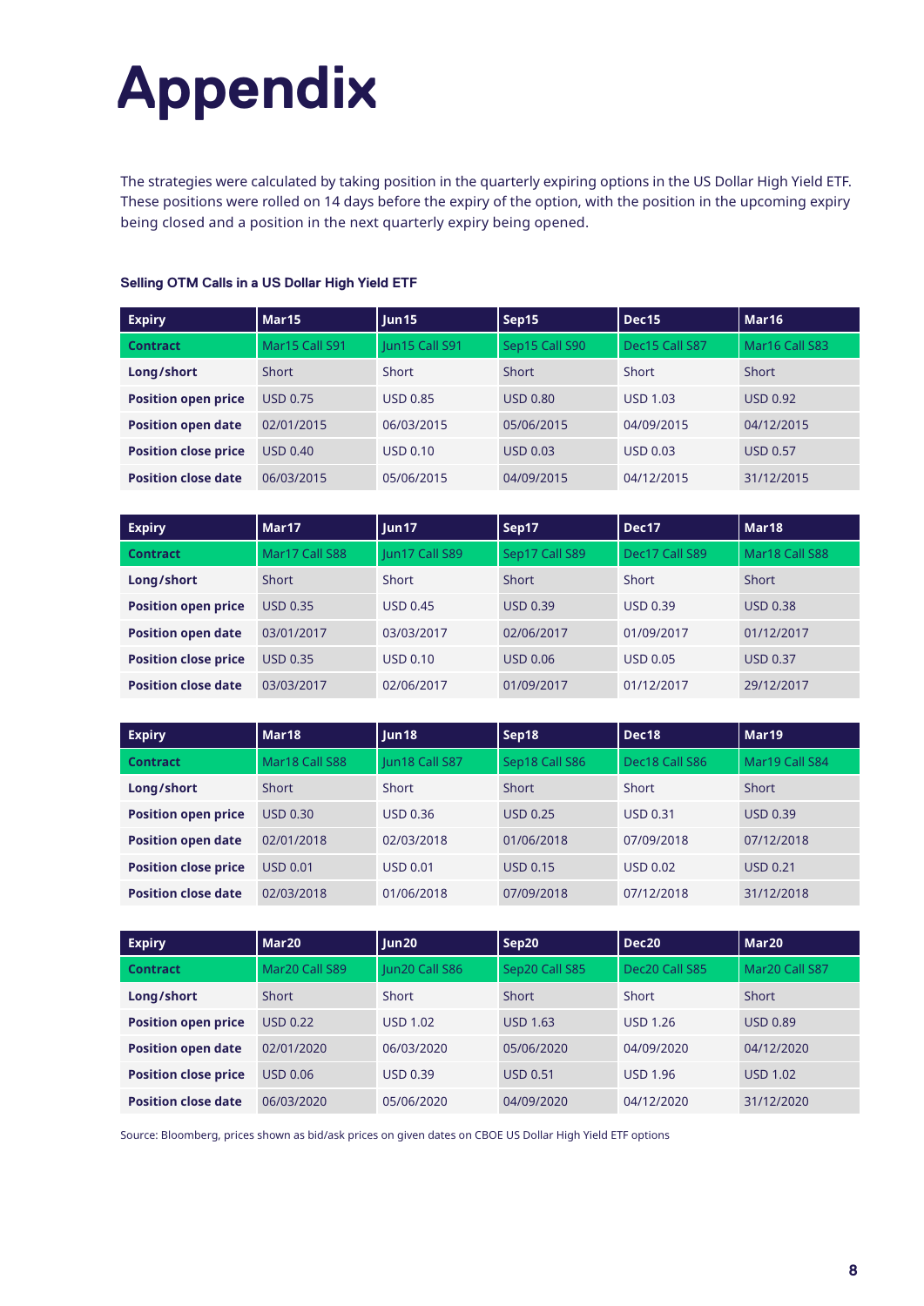# Appendix

The strategies were calculated by taking position in the quarterly expiring options in the US Dollar High Yield ETF. These positions were rolled on 14 days before the expiry of the option, with the position in the upcoming expiry being closed and a position in the next quarterly expiry being opened.

### Selling OTM Calls in a US Dollar High Yield ETF

| Expiry | Mar15 | Jun15 | Sep15 | Dec15 | Mar16 |
|---|---|---|---|---|---|
| **Contract** | Mar15 Call S91 | Jun15 Call S91 | Sep15 Call S90 | Dec15 Call S87 | Mar16 Call S83 |
| **Long/short** | Short | Short | Short | Short | Short |
| **Position open price** | USD 0.75 | USD 0.85 | USD 0.80 | USD 1.03 | USD 0.92 |
| **Position open date** | 02/01/2015 | 06/03/2015 | 05/06/2015 | 04/09/2015 | 04/12/2015 |
| **Position close price** | USD 0.40 | USD 0.10 | USD 0.03 | USD 0.03 | USD 0.57 |
| **Position close date** | 06/03/2015 | 05/06/2015 | 04/09/2015 | 04/12/2015 | 31/12/2015 |

| Expiry | Mar17 | Jun17 | Sep17 | Dec17 | Mar18 |
|---|---|---|---|---|---|
| **Contract** | Mar17 Call S88 | Jun17 Call S89 | Sep17 Call S89 | Dec17 Call S89 | Mar18 Call S88 |
| **Long/short** | Short | Short | Short | Short | Short |
| **Position open price** | USD 0.35 | USD 0.45 | USD 0.39 | USD 0.39 | USD 0.38 |
| **Position open date** | 03/01/2017 | 03/03/2017 | 02/06/2017 | 01/09/2017 | 01/12/2017 |
| **Position close price** | USD 0.35 | USD 0.10 | USD 0.06 | USD 0.05 | USD 0.37 |
| **Position close date** | 03/03/2017 | 02/06/2017 | 01/09/2017 | 01/12/2017 | 29/12/2017 |

| Expiry | Mar18 | Jun18 | Sep18 | Dec18 | Mar19 |
|---|---|---|---|---|---|
| **Contract** | Mar18 Call S88 | Jun18 Call S87 | Sep18 Call S86 | Dec18 Call S86 | Mar19 Call S84 |
| **Long/short** | Short | Short | Short | Short | Short |
| **Position open price** | USD 0.30 | USD 0.36 | USD 0.25 | USD 0.31 | USD 0.39 |
| **Position open date** | 02/01/2018 | 02/03/2018 | 01/06/2018 | 07/09/2018 | 07/12/2018 |
| **Position close price** | USD 0.01 | USD 0.01 | USD 0.15 | USD 0.02 | USD 0.21 |
| **Position close date** | 02/03/2018 | 01/06/2018 | 07/09/2018 | 07/12/2018 | 31/12/2018 |

| Expiry | Mar20 | Jun20 | Sep20 | Dec20 | Mar20 |
|---|---|---|---|---|---|
| **Contract** | Mar20 Call S89 | Jun20 Call S86 | Sep20 Call S85 | Dec20 Call S85 | Mar20 Call S87 |
| **Long/short** | Short | Short | Short | Short | Short |
| **Position open price** | USD 0.22 | USD 1.02 | USD 1.63 | USD 1.26 | USD 0.89 |
| **Position open date** | 02/01/2020 | 06/03/2020 | 05/06/2020 | 04/09/2020 | 04/12/2020 |
| **Position close price** | USD 0.06 | USD 0.39 | USD 0.51 | USD 1.96 | USD 1.02 |
| **Position close date** | 06/03/2020 | 05/06/2020 | 04/09/2020 | 04/12/2020 | 31/12/2020 |

Source: Bloomberg, prices shown as bid/ask prices on given dates on CBOE US Dollar High Yield ETF options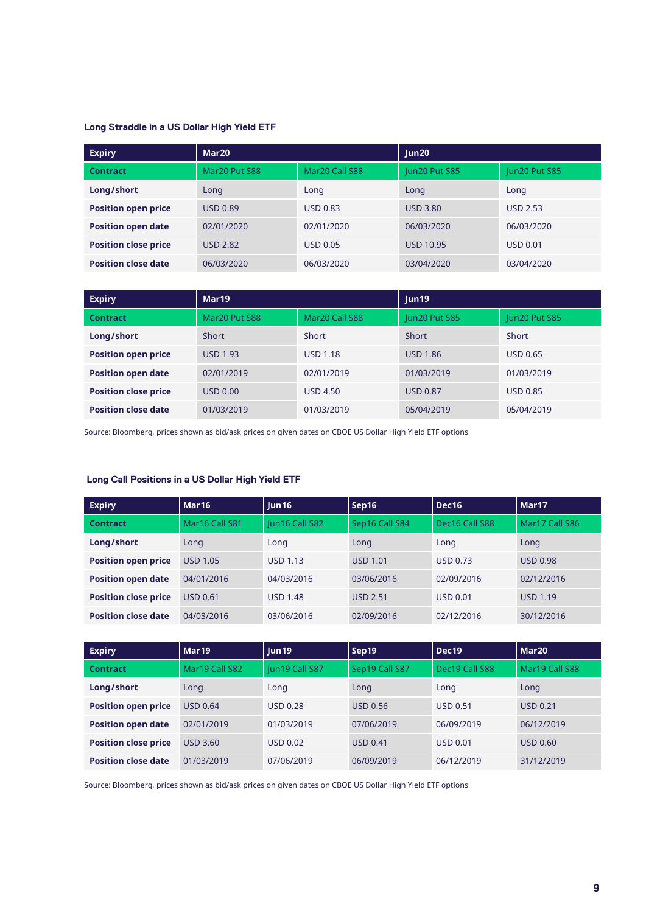### Long Straddle in a US Dollar High Yield ETF

| Expiry | Mar20 | | Jun20 | |
|---|---|---|---|---|
| Contract | Mar20 Put S88 | Mar20 Call S88 | Jun20 Put S85 | Jun20 Put S85 |
| Long/short | Long | Long | Long | Long |
| Position open price | USD 0.89 | USD 0.83 | USD 3.80 | USD 2.53 |
| Position open date | 02/01/2020 | 02/01/2020 | 06/03/2020 | 06/03/2020 |
| Position close price | USD 2.82 | USD 0.05 | USD 10.95 | USD 0.01 |
| Position close date | 06/03/2020 | 06/03/2020 | 03/04/2020 | 03/04/2020 |

| Expiry | Mar19 | | Jun19 | |
|---|---|---|---|---|
| Contract | Mar20 Put S88 | Mar20 Call S88 | Jun20 Put S85 | Jun20 Put S85 |
| Long/short | Short | Short | Short | Short |
| Position open price | USD 1.93 | USD 1.18 | USD 1.86 | USD 0.65 |
| Position open date | 02/01/2019 | 02/01/2019 | 01/03/2019 | 01/03/2019 |
| Position close price | USD 0.00 | USD 4.50 | USD 0.87 | USD 0.85 |
| Position close date | 01/03/2019 | 01/03/2019 | 05/04/2019 | 05/04/2019 |

Source: Bloomberg, prices shown as bid/ask prices on given dates on CBOE US Dollar High Yield ETF options

### Long Call Positions in a US Dollar High Yield ETF

| Expiry | Mar16 | Jun16 | Sep16 | Dec16 | Mar17 |
|---|---|---|---|---|---|
| Contract | Mar16 Call S81 | Jun16 Call S82 | Sep16 Call S84 | Dec16 Call S88 | Mar17 Call S86 |
| Long/short | Long | Long | Long | Long | Long |
| Position open price | USD 1.05 | USD 1.13 | USD 1.01 | USD 0.73 | USD 0.98 |
| Position open date | 04/01/2016 | 04/03/2016 | 03/06/2016 | 02/09/2016 | 02/12/2016 |
| Position close price | USD 0.61 | USD 1.48 | USD 2.51 | USD 0.01 | USD 1.19 |
| Position close date | 04/03/2016 | 03/06/2016 | 02/09/2016 | 02/12/2016 | 30/12/2016 |

| Expiry | Mar19 | Jun19 | Sep19 | Dec19 | Mar20 |
|---|---|---|---|---|---|
| Contract | Mar19 Call S82 | Jun19 Call S87 | Sep19 Call S87 | Dec19 Call S88 | Mar19 Call S88 |
| Long/short | Long | Long | Long | Long | Long |
| Position open price | USD 0.64 | USD 0.28 | USD 0.56 | USD 0.51 | USD 0.21 |
| Position open date | 02/01/2019 | 01/03/2019 | 07/06/2019 | 06/09/2019 | 06/12/2019 |
| Position close price | USD 3.60 | USD 0.02 | USD 0.41 | USD 0.01 | USD 0.60 |
| Position close date | 01/03/2019 | 07/06/2019 | 06/09/2019 | 06/12/2019 | 31/12/2019 |

Source: Bloomberg, prices shown as bid/ask prices on given dates on CBOE US Dollar High Yield ETF options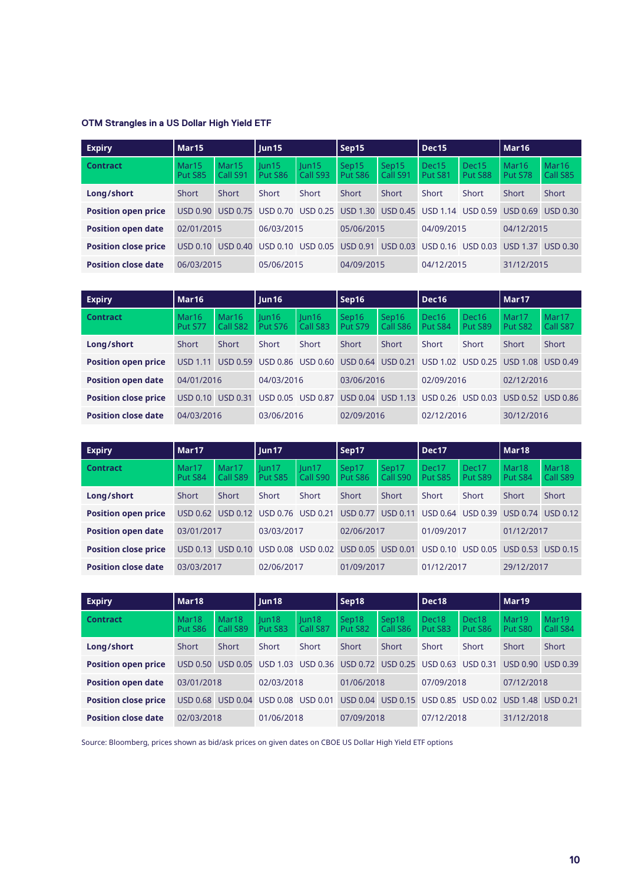### OTM Strangles in a US Dollar High Yield ETF

| Expiry | Mar15 | | Jun15 | | Sep15 | | Dec15 | | Mar16 | |
|---|---|---|---|---|---|---|---|---|---|---|
| **Contract** | Mar15 Put S85 | Mar15 Call S91 | Jun15 Put S86 | Jun15 Call S93 | Sep15 Put S86 | Sep15 Call S91 | Dec15 Put S81 | Dec15 Put S88 | Mar16 Put S78 | Mar16 Call S85 |
| **Long/short** | Short | Short | Short | Short | Short | Short | Short | Short | Short | Short |
| **Position open price** | USD 0.90 | USD 0.75 | USD 0.70 | USD 0.25 | USD 1.30 | USD 0.45 | USD 1.14 | USD 0.59 | USD 0.69 | USD 0.30 |
| **Position open date** | 02/01/2015 | | 06/03/2015 | | 05/06/2015 | | 04/09/2015 | | 04/12/2015 | |
| **Position close price** | USD 0.10 | USD 0.40 | USD 0.10 | USD 0.05 | USD 0.91 | USD 0.03 | USD 0.16 | USD 0.03 | USD 1.37 | USD 0.30 |
| **Position close date** | 06/03/2015 | | 05/06/2015 | | 04/09/2015 | | 04/12/2015 | | 31/12/2015 | |

| Expiry | Mar16 | | Jun16 | | Sep16 | | Dec16 | | Mar17 | |
|---|---|---|---|---|---|---|---|---|---|---|
| **Contract** | Mar16 Put S77 | Mar16 Call S82 | Jun16 Put S76 | Jun16 Call S83 | Sep16 Put S79 | Sep16 Call S86 | Dec16 Put S84 | Dec16 Put S89 | Mar17 Put S82 | Mar17 Call S87 |
| **Long/short** | Short | Short | Short | Short | Short | Short | Short | Short | Short | Short |
| **Position open price** | USD 1.11 | USD 0.59 | USD 0.86 | USD 0.60 | USD 0.64 | USD 0.21 | USD 1.02 | USD 0.25 | USD 1.08 | USD 0.49 |
| **Position open date** | 04/01/2016 | | 04/03/2016 | | 03/06/2016 | | 02/09/2016 | | 02/12/2016 | |
| **Position close price** | USD 0.10 | USD 0.31 | USD 0.05 | USD 0.87 | USD 0.04 | USD 1.13 | USD 0.26 | USD 0.03 | USD 0.52 | USD 0.86 |
| **Position close date** | 04/03/2016 | | 03/06/2016 | | 02/09/2016 | | 02/12/2016 | | 30/12/2016 | |

| Expiry | Mar17 | | Jun17 | | Sep17 | | Dec17 | | Mar18 | |
|---|---|---|---|---|---|---|---|---|---|---|
| **Contract** | Mar17 Put S84 | Mar17 Call S89 | Jun17 Put S85 | Jun17 Call S90 | Sep17 Put S86 | Sep17 Call S90 | Dec17 Put S85 | Dec17 Put S89 | Mar18 Put S84 | Mar18 Call S89 |
| **Long/short** | Short | Short | Short | Short | Short | Short | Short | Short | Short | Short |
| **Position open price** | USD 0.62 | USD 0.12 | USD 0.76 | USD 0.21 | USD 0.77 | USD 0.11 | USD 0.64 | USD 0.39 | USD 0.74 | USD 0.12 |
| **Position open date** | 03/01/2017 | | 03/03/2017 | | 02/06/2017 | | 01/09/2017 | | 01/12/2017 | |
| **Position close price** | USD 0.13 | USD 0.10 | USD 0.08 | USD 0.02 | USD 0.05 | USD 0.01 | USD 0.10 | USD 0.05 | USD 0.53 | USD 0.15 |
| **Position close date** | 03/03/2017 | | 02/06/2017 | | 01/09/2017 | | 01/12/2017 | | 29/12/2017 | |

| Expiry | Mar18 | | Jun18 | | Sep18 | | Dec18 | | Mar19 | |
|---|---|---|---|---|---|---|---|---|---|---|
| **Contract** | Mar18 Put S86 | Mar18 Call S89 | Jun18 Put S83 | Jun18 Call S87 | Sep18 Put S82 | Sep18 Call S86 | Dec18 Put S83 | Dec18 Put S86 | Mar19 Put S80 | Mar19 Call S84 |
| **Long/short** | Short | Short | Short | Short | Short | Short | Short | Short | Short | Short |
| **Position open price** | USD 0.50 | USD 0.05 | USD 1.03 | USD 0.36 | USD 0.72 | USD 0.25 | USD 0.63 | USD 0.31 | USD 0.90 | USD 0.39 |
| **Position open date** | 03/01/2018 | | 02/03/2018 | | 01/06/2018 | | 07/09/2018 | | 07/12/2018 | |
| **Position close price** | USD 0.68 | USD 0.04 | USD 0.08 | USD 0.01 | USD 0.04 | USD 0.15 | USD 0.85 | USD 0.02 | USD 1.48 | USD 0.21 |
| **Position close date** | 02/03/2018 | | 01/06/2018 | | 07/09/2018 | | 07/12/2018 | | 31/12/2018 | |

Source: Bloomberg, prices shown as bid/ask prices on given dates on CBOE US Dollar High Yield ETF options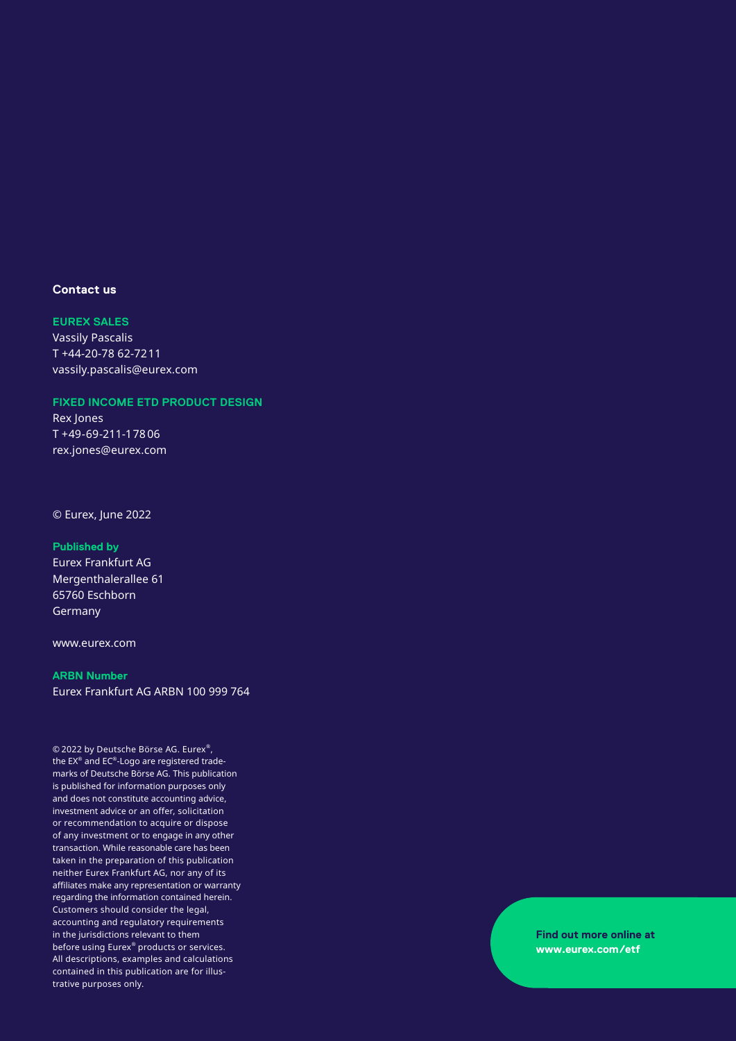## Contact us

**EUREX SALES**
Vassily Pascalis
T +44-20-78 62-7211
vassily.pascalis@eurex.com

**FIXED INCOME ETD PRODUCT DESIGN**
Rex Jones
T +49-69-211-178 06
rex.jones@eurex.com

© Eurex, June 2022

**Published by**
Eurex Frankfurt AG
Mergenthalerallee 61
65760 Eschborn
Germany

www.eurex.com

**ARBN Number**
Eurex Frankfurt AG ARBN 100 999 764

© 2022 by Deutsche Börse AG. Eurex®, the EX® and EC®-Logo are registered trademarks of Deutsche Börse AG. This publication is published for information purposes only and does not constitute accounting advice, investment advice or an offer, solicitation or recommendation to acquire or dispose of any investment or to engage in any other transaction. While reasonable care has been taken in the preparation of this publication neither Eurex Frankfurt AG, nor any of its affiliates make any representation or warranty regarding the information contained herein. Customers should consider the legal, accounting and regulatory requirements in the jurisdictions relevant to them before using Eurex® products or services. All descriptions, examples and calculations contained in this publication are for illustrative purposes only.

**Find out more online at www.eurex.com/etf**